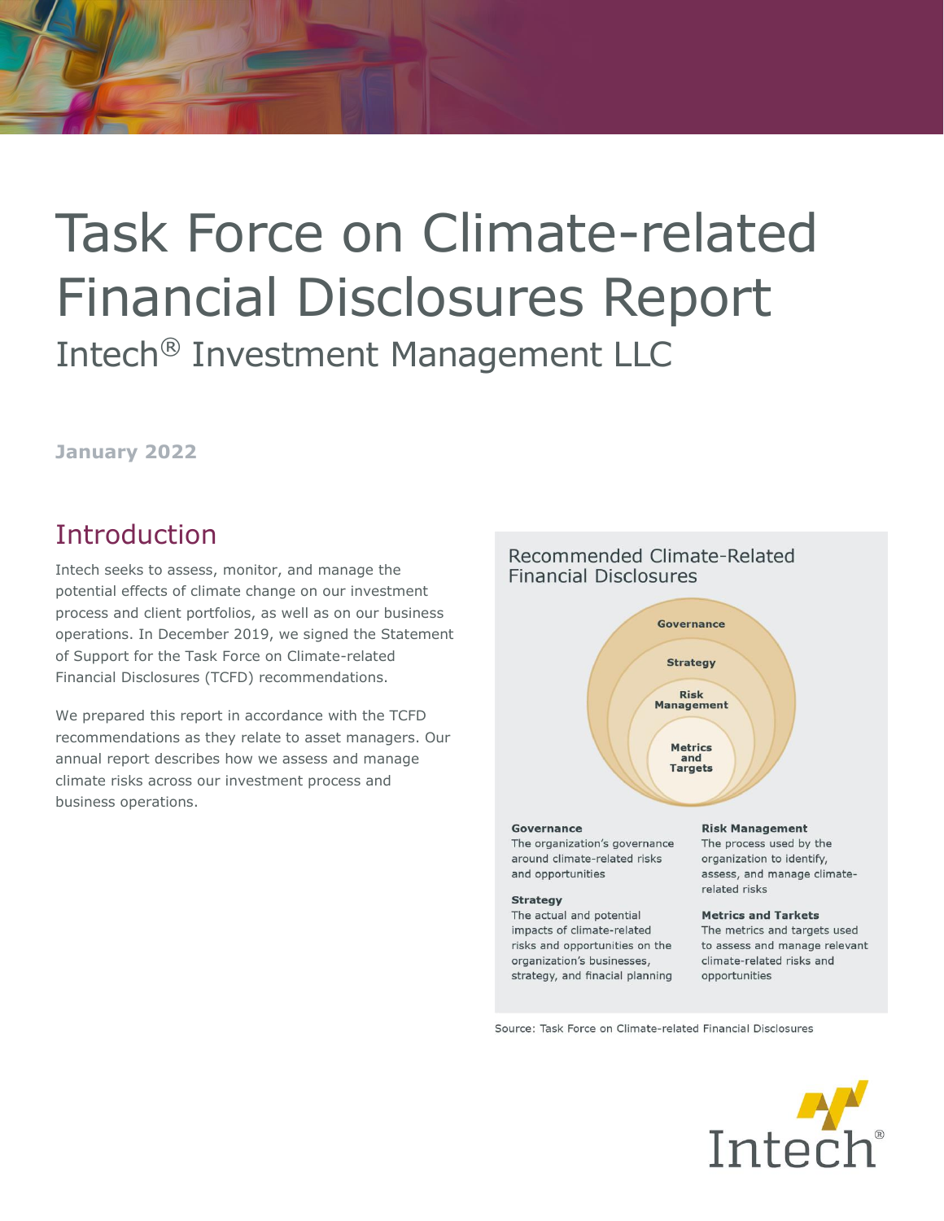# Task Force on Climate-related Financial Disclosures Report

## Intech® Investment Management LLC

**January 2022**

## Introduction

Intech seeks to assess, monitor, and manage the potential effects of climate change on our investment process and client portfolios, as well as on our business operations. In December 2019, we signed the Statement of Support for the Task Force on Climate-related Financial Disclosures (TCFD) recommendations.

We prepared this report in accordance with the TCFD recommendations as they relate to asset managers. Our annual report describes how we assess and manage climate risks across our investment process and business operations.

### Recommended Climate-Related Financial Disclosures

Governance

Strategy

Risk Management

Metrics and Targets

**Governance**
The organization's governance around climate-related risks and opportunities

**Strategy**
The actual and potential impacts of climate-related risks and opportunities on the organization's businesses, strategy, and finacial planning

**Risk Management**
The process used by the organization to identify, assess, and manage climate-related risks

**Metrics and Tarkets**
The metrics and targets used to assess and manage relevant climate-related risks and opportunities

Source: Task Force on Climate-related Financial Disclosures

Intech®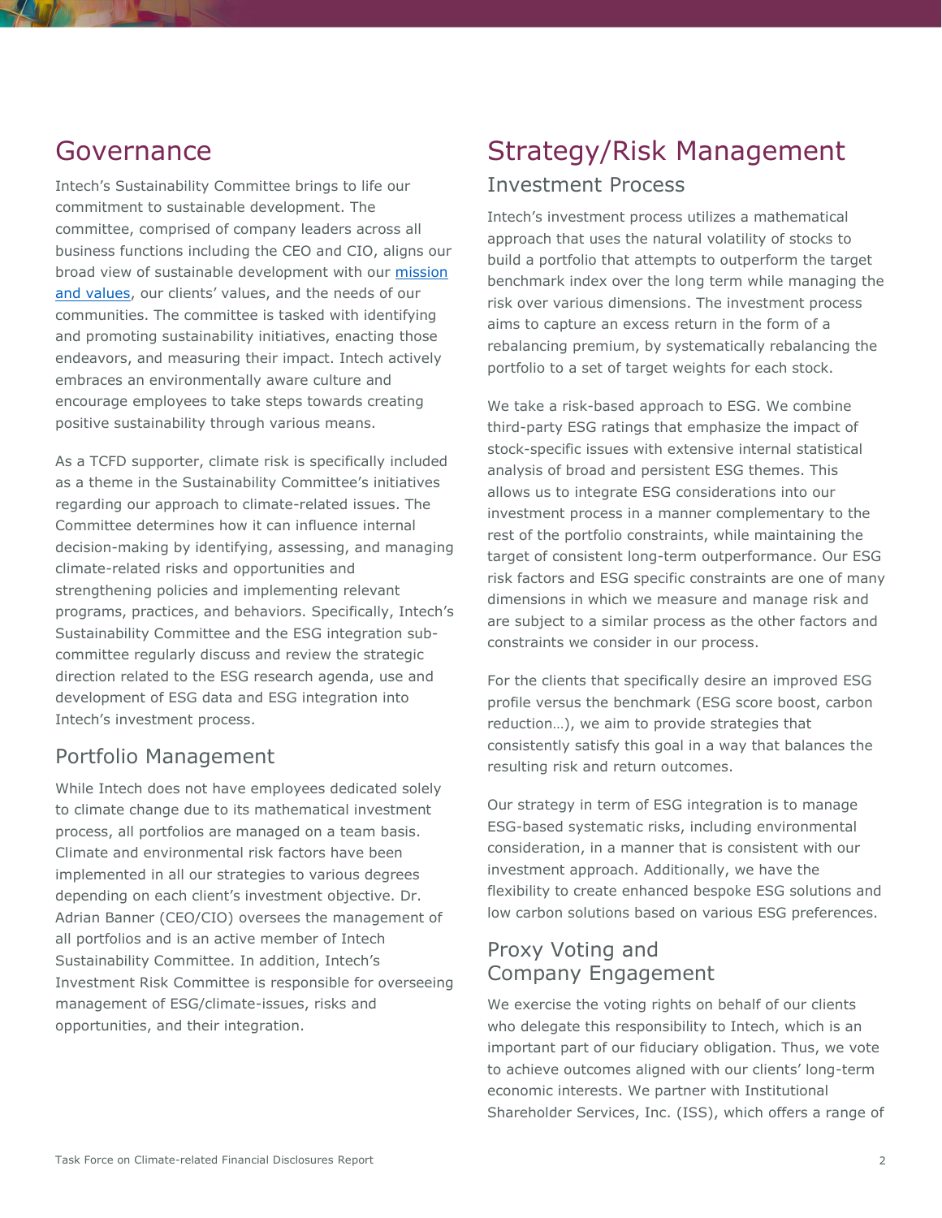# Governance

Intech's Sustainability Committee brings to life our commitment to sustainable development. The committee, comprised of company leaders across all business functions including the CEO and CIO, aligns our broad view of sustainable development with our mission and values, our clients' values, and the needs of our communities. The committee is tasked with identifying and promoting sustainability initiatives, enacting those endeavors, and measuring their impact. Intech actively embraces an environmentally aware culture and encourage employees to take steps towards creating positive sustainability through various means.

As a TCFD supporter, climate risk is specifically included as a theme in the Sustainability Committee's initiatives regarding our approach to climate-related issues. The Committee determines how it can influence internal decision-making by identifying, assessing, and managing climate-related risks and opportunities and strengthening policies and implementing relevant programs, practices, and behaviors. Specifically, Intech's Sustainability Committee and the ESG integration sub-committee regularly discuss and review the strategic direction related to the ESG research agenda, use and development of ESG data and ESG integration into Intech's investment process.

## Portfolio Management

While Intech does not have employees dedicated solely to climate change due to its mathematical investment process, all portfolios are managed on a team basis. Climate and environmental risk factors have been implemented in all our strategies to various degrees depending on each client's investment objective. Dr. Adrian Banner (CEO/CIO) oversees the management of all portfolios and is an active member of Intech Sustainability Committee. In addition, Intech's Investment Risk Committee is responsible for overseeing management of ESG/climate-issues, risks and opportunities, and their integration.

# Strategy/Risk Management

## Investment Process

Intech's investment process utilizes a mathematical approach that uses the natural volatility of stocks to build a portfolio that attempts to outperform the target benchmark index over the long term while managing the risk over various dimensions. The investment process aims to capture an excess return in the form of a rebalancing premium, by systematically rebalancing the portfolio to a set of target weights for each stock.

We take a risk-based approach to ESG. We combine third-party ESG ratings that emphasize the impact of stock-specific issues with extensive internal statistical analysis of broad and persistent ESG themes. This allows us to integrate ESG considerations into our investment process in a manner complementary to the rest of the portfolio constraints, while maintaining the target of consistent long-term outperformance. Our ESG risk factors and ESG specific constraints are one of many dimensions in which we measure and manage risk and are subject to a similar process as the other factors and constraints we consider in our process.

For the clients that specifically desire an improved ESG profile versus the benchmark (ESG score boost, carbon reduction…), we aim to provide strategies that consistently satisfy this goal in a way that balances the resulting risk and return outcomes.

Our strategy in term of ESG integration is to manage ESG-based systematic risks, including environmental consideration, in a manner that is consistent with our investment approach. Additionally, we have the flexibility to create enhanced bespoke ESG solutions and low carbon solutions based on various ESG preferences.

## Proxy Voting and Company Engagement

We exercise the voting rights on behalf of our clients who delegate this responsibility to Intech, which is an important part of our fiduciary obligation. Thus, we vote to achieve outcomes aligned with our clients' long-term economic interests. We partner with Institutional Shareholder Services, Inc. (ISS), which offers a range of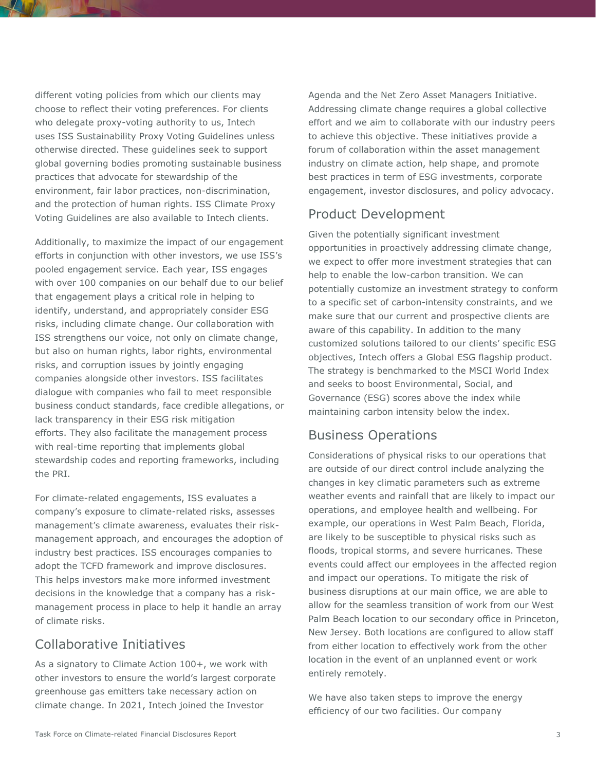different voting policies from which our clients may choose to reflect their voting preferences. For clients who delegate proxy-voting authority to us, Intech uses ISS Sustainability Proxy Voting Guidelines unless otherwise directed. These guidelines seek to support global governing bodies promoting sustainable business practices that advocate for stewardship of the environment, fair labor practices, non-discrimination, and the protection of human rights. ISS Climate Proxy Voting Guidelines are also available to Intech clients.

Additionally, to maximize the impact of our engagement efforts in conjunction with other investors, we use ISS's pooled engagement service. Each year, ISS engages with over 100 companies on our behalf due to our belief that engagement plays a critical role in helping to identify, understand, and appropriately consider ESG risks, including climate change. Our collaboration with ISS strengthens our voice, not only on climate change, but also on human rights, labor rights, environmental risks, and corruption issues by jointly engaging companies alongside other investors. ISS facilitates dialogue with companies who fail to meet responsible business conduct standards, face credible allegations, or lack transparency in their ESG risk mitigation efforts. They also facilitate the management process with real-time reporting that implements global stewardship codes and reporting frameworks, including the PRI.

For climate-related engagements, ISS evaluates a company's exposure to climate-related risks, assesses management's climate awareness, evaluates their risk-management approach, and encourages the adoption of industry best practices. ISS encourages companies to adopt the TCFD framework and improve disclosures. This helps investors make more informed investment decisions in the knowledge that a company has a risk-management process in place to help it handle an array of climate risks.

## Collaborative Initiatives

As a signatory to Climate Action 100+, we work with other investors to ensure the world's largest corporate greenhouse gas emitters take necessary action on climate change. In 2021, Intech joined the Investor Agenda and the Net Zero Asset Managers Initiative. Addressing climate change requires a global collective effort and we aim to collaborate with our industry peers to achieve this objective. These initiatives provide a forum of collaboration within the asset management industry on climate action, help shape, and promote best practices in term of ESG investments, corporate engagement, investor disclosures, and policy advocacy.

## Product Development

Given the potentially significant investment opportunities in proactively addressing climate change, we expect to offer more investment strategies that can help to enable the low-carbon transition. We can potentially customize an investment strategy to conform to a specific set of carbon-intensity constraints, and we make sure that our current and prospective clients are aware of this capability. In addition to the many customized solutions tailored to our clients' specific ESG objectives, Intech offers a Global ESG flagship product. The strategy is benchmarked to the MSCI World Index and seeks to boost Environmental, Social, and Governance (ESG) scores above the index while maintaining carbon intensity below the index.

## Business Operations

Considerations of physical risks to our operations that are outside of our direct control include analyzing the changes in key climatic parameters such as extreme weather events and rainfall that are likely to impact our operations, and employee health and wellbeing. For example, our operations in West Palm Beach, Florida, are likely to be susceptible to physical risks such as floods, tropical storms, and severe hurricanes. These events could affect our employees in the affected region and impact our operations. To mitigate the risk of business disruptions at our main office, we are able to allow for the seamless transition of work from our West Palm Beach location to our secondary office in Princeton, New Jersey. Both locations are configured to allow staff from either location to effectively work from the other location in the event of an unplanned event or work entirely remotely.

We have also taken steps to improve the energy efficiency of our two facilities. Our company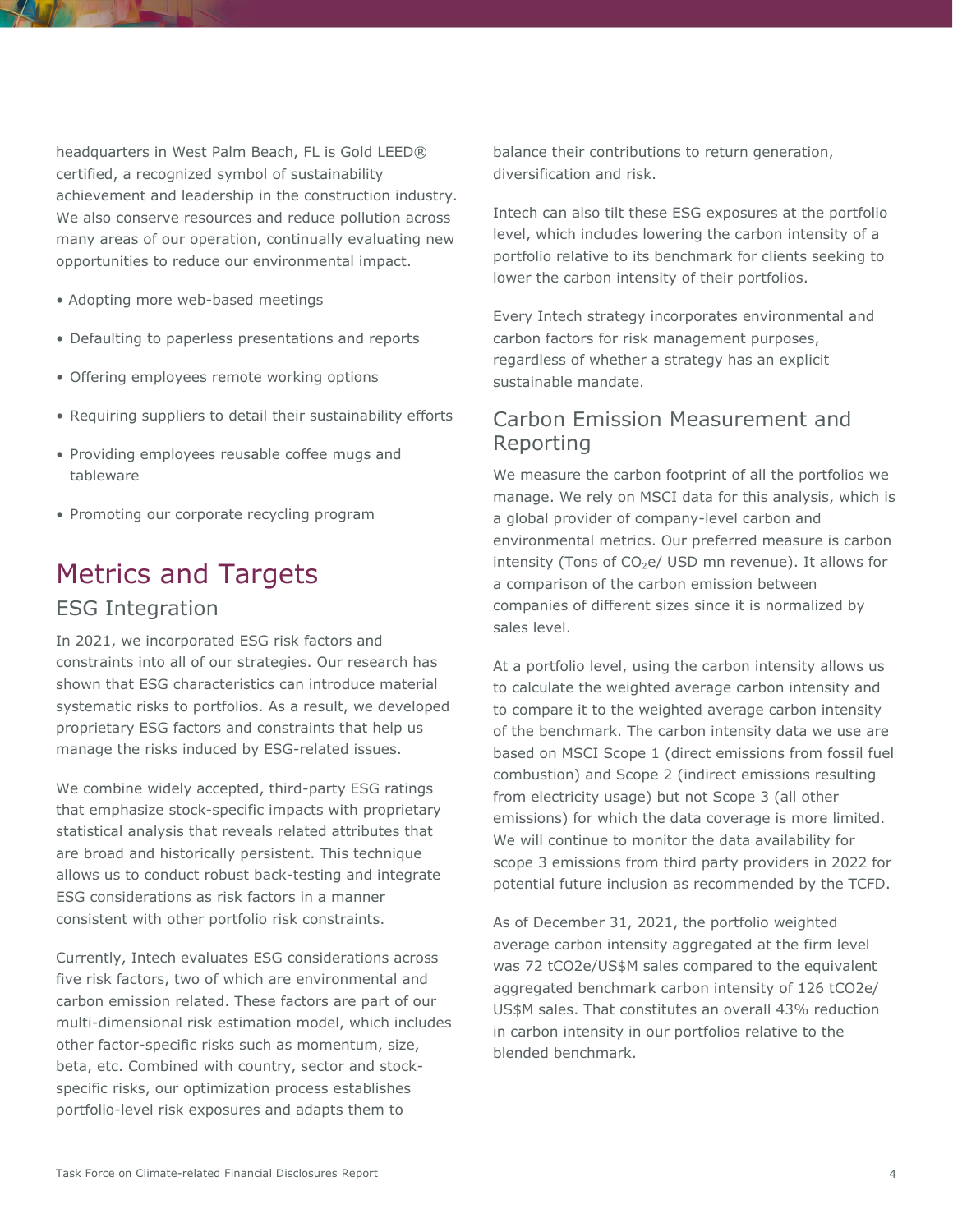headquarters in West Palm Beach, FL is Gold LEED® certified, a recognized symbol of sustainability achievement and leadership in the construction industry. We also conserve resources and reduce pollution across many areas of our operation, continually evaluating new opportunities to reduce our environmental impact.

- Adopting more web-based meetings
- Defaulting to paperless presentations and reports
- Offering employees remote working options
- Requiring suppliers to detail their sustainability efforts
- Providing employees reusable coffee mugs and tableware
- Promoting our corporate recycling program

# Metrics and Targets

## ESG Integration

In 2021, we incorporated ESG risk factors and constraints into all of our strategies. Our research has shown that ESG characteristics can introduce material systematic risks to portfolios. As a result, we developed proprietary ESG factors and constraints that help us manage the risks induced by ESG-related issues.

We combine widely accepted, third-party ESG ratings that emphasize stock-specific impacts with proprietary statistical analysis that reveals related attributes that are broad and historically persistent. This technique allows us to conduct robust back-testing and integrate ESG considerations as risk factors in a manner consistent with other portfolio risk constraints.

Currently, Intech evaluates ESG considerations across five risk factors, two of which are environmental and carbon emission related. These factors are part of our multi-dimensional risk estimation model, which includes other factor-specific risks such as momentum, size, beta, etc. Combined with country, sector and stock-specific risks, our optimization process establishes portfolio-level risk exposures and adapts them to balance their contributions to return generation, diversification and risk.

Intech can also tilt these ESG exposures at the portfolio level, which includes lowering the carbon intensity of a portfolio relative to its benchmark for clients seeking to lower the carbon intensity of their portfolios.

Every Intech strategy incorporates environmental and carbon factors for risk management purposes, regardless of whether a strategy has an explicit sustainable mandate.

## Carbon Emission Measurement and Reporting

We measure the carbon footprint of all the portfolios we manage. We rely on MSCI data for this analysis, which is a global provider of company-level carbon and environmental metrics. Our preferred measure is carbon intensity (Tons of $CO_2e$/ USD mn revenue). It allows for a comparison of the carbon emission between companies of different sizes since it is normalized by sales level.

At a portfolio level, using the carbon intensity allows us to calculate the weighted average carbon intensity and to compare it to the weighted average carbon intensity of the benchmark. The carbon intensity data we use are based on MSCI Scope 1 (direct emissions from fossil fuel combustion) and Scope 2 (indirect emissions resulting from electricity usage) but not Scope 3 (all other emissions) for which the data coverage is more limited. We will continue to monitor the data availability for scope 3 emissions from third party providers in 2022 for potential future inclusion as recommended by the TCFD.

As of December 31, 2021, the portfolio weighted average carbon intensity aggregated at the firm level was 72 tCO2e/US$M sales compared to the equivalent aggregated benchmark carbon intensity of 126 tCO2e/US$M sales. That constitutes an overall 43% reduction in carbon intensity in our portfolios relative to the blended benchmark.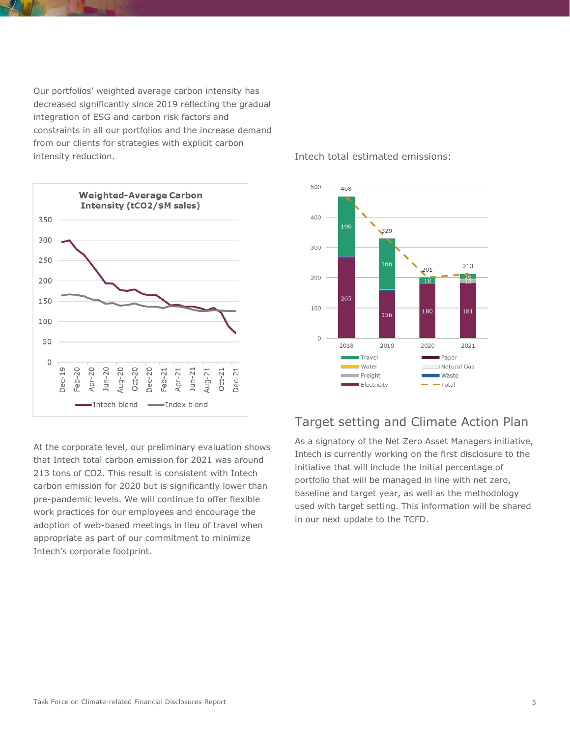Our portfolios' weighted average carbon intensity has decreased significantly since 2019 reflecting the gradual integration of ESG and carbon risk factors and constraints in all our portfolios and the increase demand from our clients for strategies with explicit carbon intensity reduction.

At the corporate level, our preliminary evaluation shows that Intech total carbon emission for 2021 was around 213 tons of CO2. This result is consistent with Intech carbon emission for 2020 but is significantly lower than pre-pandemic levels. We will continue to offer flexible work practices for our employees and encourage the adoption of web-based meetings in lieu of travel when appropriate as part of our commitment to minimize Intech's corporate footprint.

Intech total estimated emissions:

## Target setting and Climate Action Plan

As a signatory of the Net Zero Asset Managers initiative, Intech is currently working on the first disclosure to the initiative that will include the initial percentage of portfolio that will be managed in line with net zero, baseline and target year, as well as the methodology used with target setting. This information will be shared in our next update to the TCFD.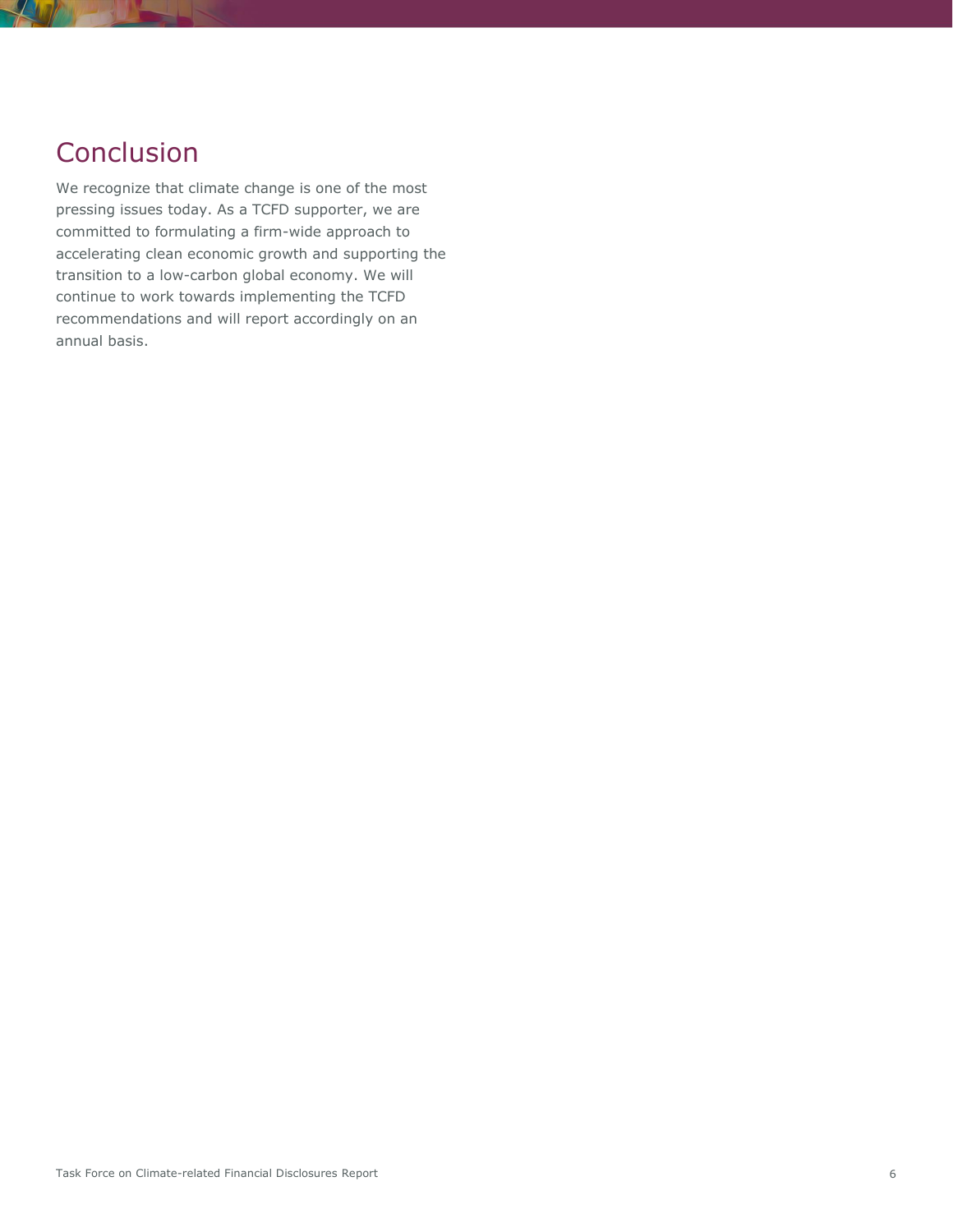## Conclusion

We recognize that climate change is one of the most pressing issues today. As a TCFD supporter, we are committed to formulating a firm-wide approach to accelerating clean economic growth and supporting the transition to a low-carbon global economy. We will continue to work towards implementing the TCFD recommendations and will report accordingly on an annual basis.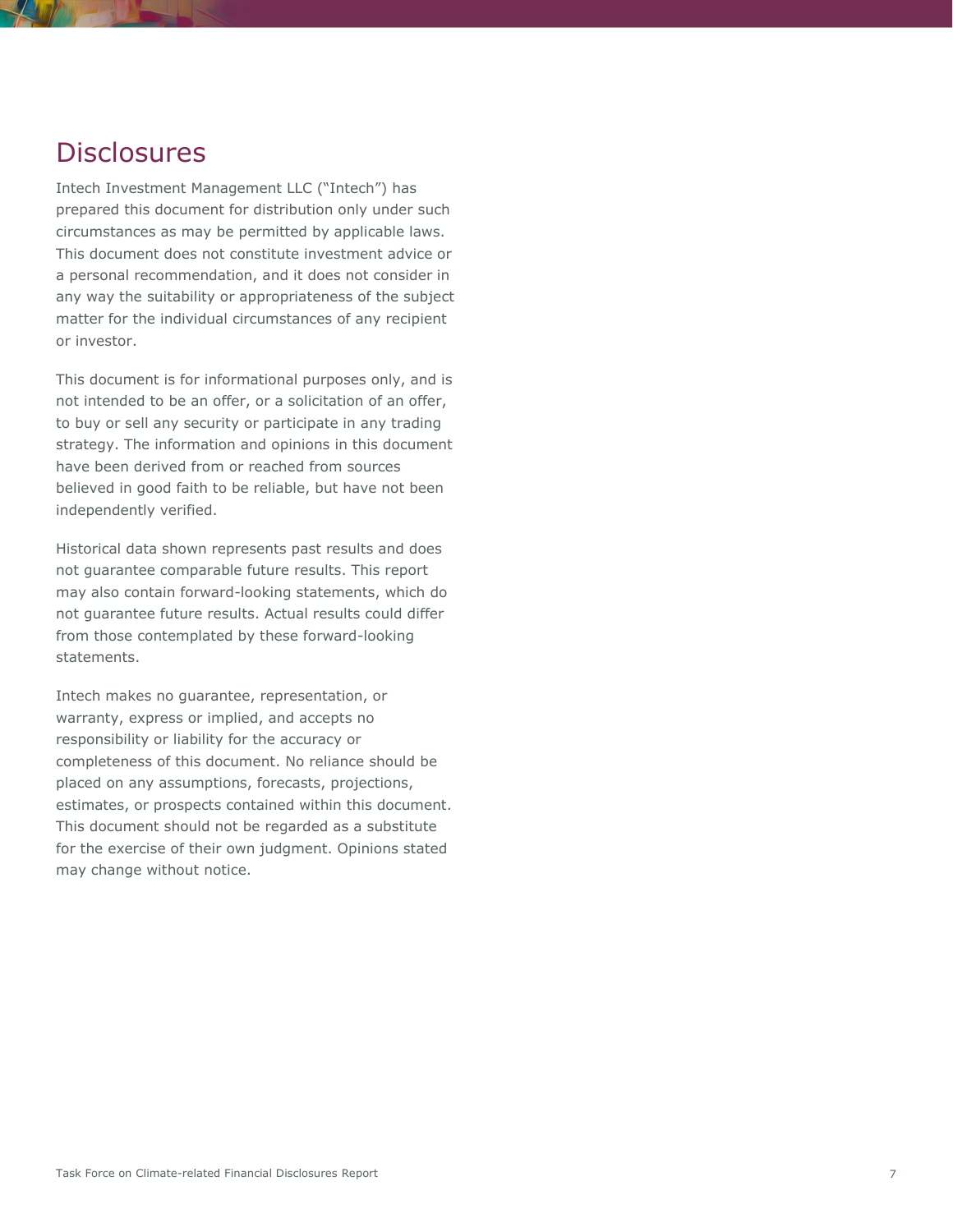# Disclosures

Intech Investment Management LLC ("Intech") has prepared this document for distribution only under such circumstances as may be permitted by applicable laws. This document does not constitute investment advice or a personal recommendation, and it does not consider in any way the suitability or appropriateness of the subject matter for the individual circumstances of any recipient or investor.

This document is for informational purposes only, and is not intended to be an offer, or a solicitation of an offer, to buy or sell any security or participate in any trading strategy. The information and opinions in this document have been derived from or reached from sources believed in good faith to be reliable, but have not been independently verified.

Historical data shown represents past results and does not guarantee comparable future results. This report may also contain forward-looking statements, which do not guarantee future results. Actual results could differ from those contemplated by these forward-looking statements.

Intech makes no guarantee, representation, or warranty, express or implied, and accepts no responsibility or liability for the accuracy or completeness of this document. No reliance should be placed on any assumptions, forecasts, projections, estimates, or prospects contained within this document. This document should not be regarded as a substitute for the exercise of their own judgment. Opinions stated may change without notice.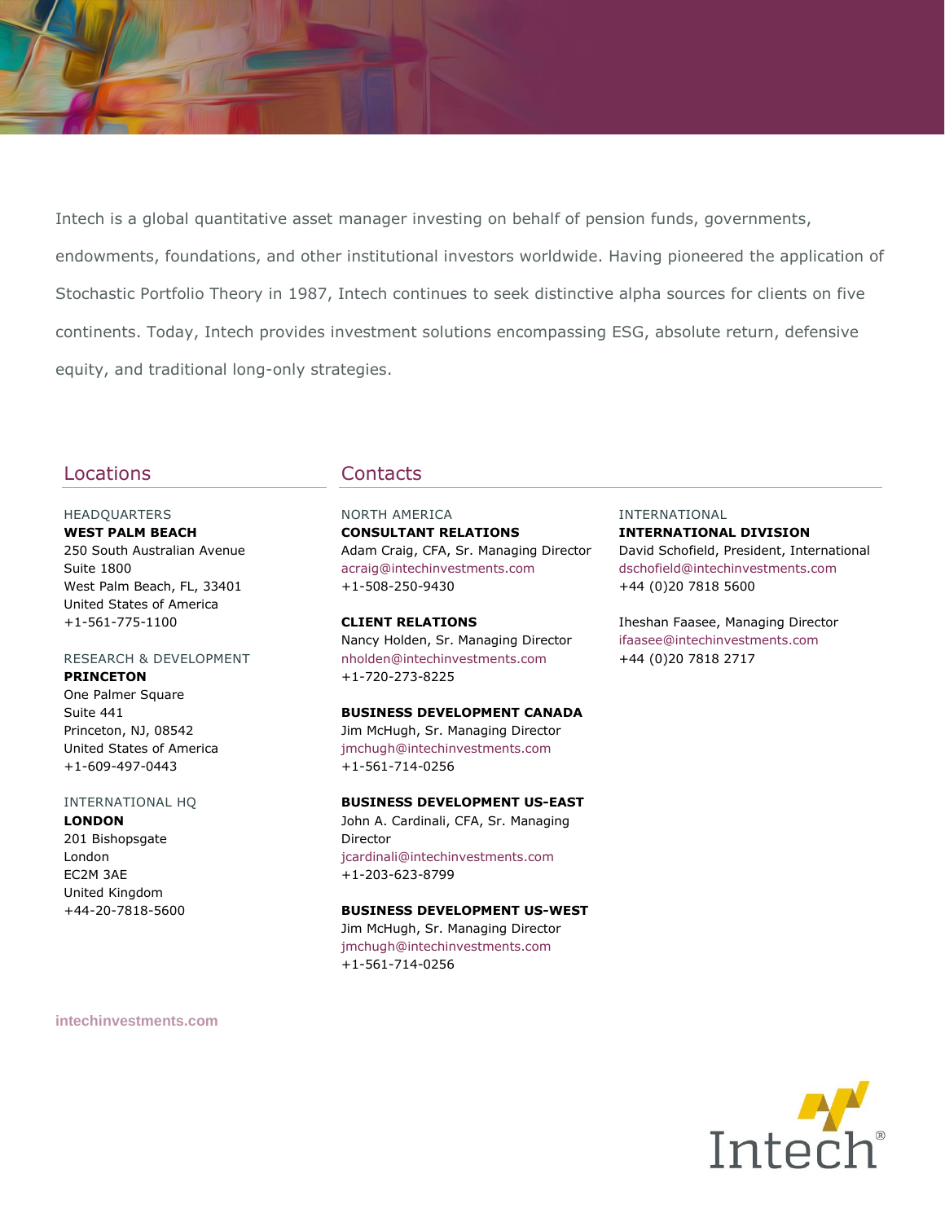Intech is a global quantitative asset manager investing on behalf of pension funds, governments, endowments, foundations, and other institutional investors worldwide. Having pioneered the application of Stochastic Portfolio Theory in 1987, Intech continues to seek distinctive alpha sources for clients on five continents. Today, Intech provides investment solutions encompassing ESG, absolute return, defensive equity, and traditional long-only strategies.

## Locations

HEADQUARTERS
**WEST PALM BEACH**
250 South Australian Avenue
Suite 1800
West Palm Beach, FL, 33401
United States of America
+1-561-775-1100

RESEARCH & DEVELOPMENT
**PRINCETON**
One Palmer Square
Suite 441
Princeton, NJ, 08542
United States of America
+1-609-497-0443

INTERNATIONAL HQ
**LONDON**
201 Bishopsgate
London
EC2M 3AE
United Kingdom
+44-20-7818-5600

## Contacts

NORTH AMERICA
**CONSULTANT RELATIONS**
Adam Craig, CFA, Sr. Managing Director
acraig@intechinvestments.com
+1-508-250-9430

**CLIENT RELATIONS**
Nancy Holden, Sr. Managing Director
nholden@intechinvestments.com
+1-720-273-8225

**BUSINESS DEVELOPMENT CANADA**
Jim McHugh, Sr. Managing Director
jmchugh@intechinvestments.com
+1-561-714-0256

**BUSINESS DEVELOPMENT US-EAST**
John A. Cardinali, CFA, Sr. Managing Director
jcardinali@intechinvestments.com
+1-203-623-8799

**BUSINESS DEVELOPMENT US-WEST**
Jim McHugh, Sr. Managing Director
jmchugh@intechinvestments.com
+1-561-714-0256

INTERNATIONAL
**INTERNATIONAL DIVISION**
David Schofield, President, International
dschofield@intechinvestments.com
+44 (0)20 7818 5600

Iheshan Faasee, Managing Director
ifaasee@intechinvestments.com
+44 (0)20 7818 2717

intechinvestments.com

Intech®